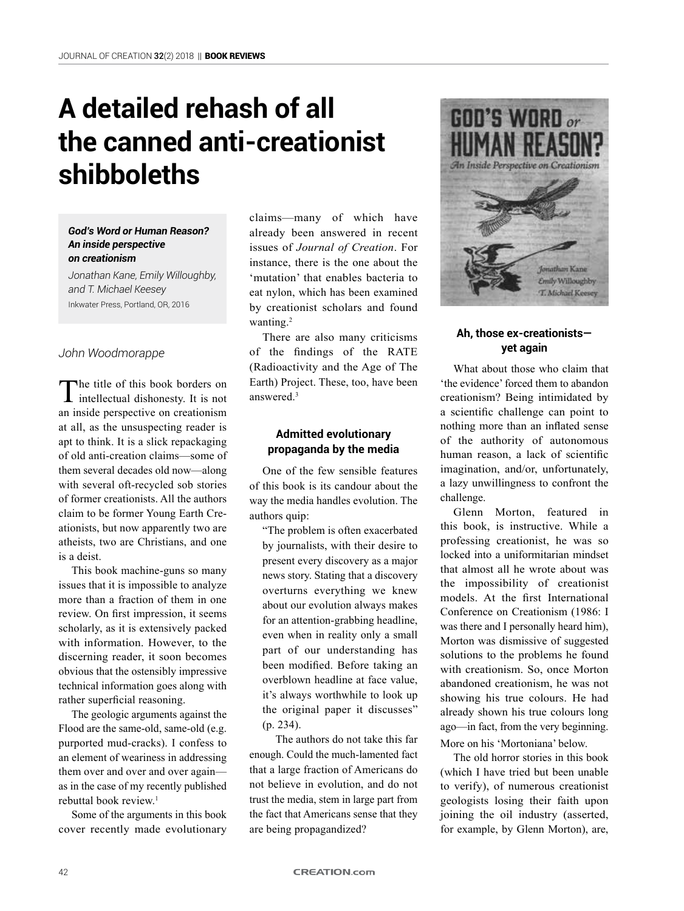// Cover image of the book has no detected image id, so no image_ref is inserted.
# A detailed rehash of all the canned anti-creationist shibboleths

***God's Word or Human Reason? An inside perspective on creationism***
*Jonathan Kane, Emily Willoughby, and T. Michael Keesey*
Inkwater Press, Portland, OR, 2016

*John Woodmorappe*

The title of this book borders on intellectual dishonesty. It is not an inside perspective on creationism at all, as the unsuspecting reader is apt to think. It is a slick repackaging of old anti-creation claims—some of them several decades old now—along with several oft-recycled sob stories of former creationists. All the authors claim to be former Young Earth Creationists, but now apparently two are atheists, two are Christians, and one is a deist.

This book machine-guns so many issues that it is impossible to analyze more than a fraction of them in one review. On first impression, it seems scholarly, as it is extensively packed with information. However, to the discerning reader, it soon becomes obvious that the ostensibly impressive technical information goes along with rather superficial reasoning.

The geologic arguments against the Flood are the same-old, same-old (e.g. purported mud-cracks). I confess to an element of weariness in addressing them over and over and over again—as in the case of my recently published rebuttal book review.[1]

Some of the arguments in this book cover recently made evolutionary claims—many of which have already been answered in recent issues of *Journal of Creation*. For instance, there is the one about the 'mutation' that enables bacteria to eat nylon, which has been examined by creationist scholars and found wanting.[2]

There are also many criticisms of the findings of the RATE (Radioactivity and the Age of The Earth) Project. These, too, have been answered.[3]

### Admitted evolutionary propaganda by the media

One of the few sensible features of this book is its candour about the way the media handles evolution. The authors quip:

> "The problem is often exacerbated by journalists, with their desire to present every discovery as a major news story. Stating that a discovery overturns everything we knew about our evolution always makes for an attention-grabbing headline, even when in reality only a small part of our understanding has been modified. Before taking an overblown headline at face value, it's always worthwhile to look up the original paper it discusses" (p. 234).

The authors do not take this far enough. Could the much-lamented fact that a large fraction of Americans do not believe in evolution, and do not trust the media, stem in large part from the fact that Americans sense that they are being propagandized?

### Ah, those ex-creationists—yet again

What about those who claim that 'the evidence' forced them to abandon creationism? Being intimidated by a scientific challenge can point to nothing more than an inflated sense of the authority of autonomous human reason, a lack of scientific imagination, and/or, unfortunately, a lazy unwillingness to confront the challenge.

Glenn Morton, featured in this book, is instructive. While a professing creationist, he was so locked into a uniformitarian mindset that almost all he wrote about was the impossibility of creationist models. At the first International Conference on Creationism (1986: I was there and I personally heard him), Morton was dismissive of suggested solutions to the problems he found with creationism. So, once Morton abandoned creationism, he was not showing his true colours. He had already shown his true colours long ago—in fact, from the very beginning. More on his 'Mortoniana' below.

The old horror stories in this book (which I have tried but been unable to verify), of numerous creationist geologists losing their faith upon joining the oil industry (asserted, for example, by Glenn Morton), are,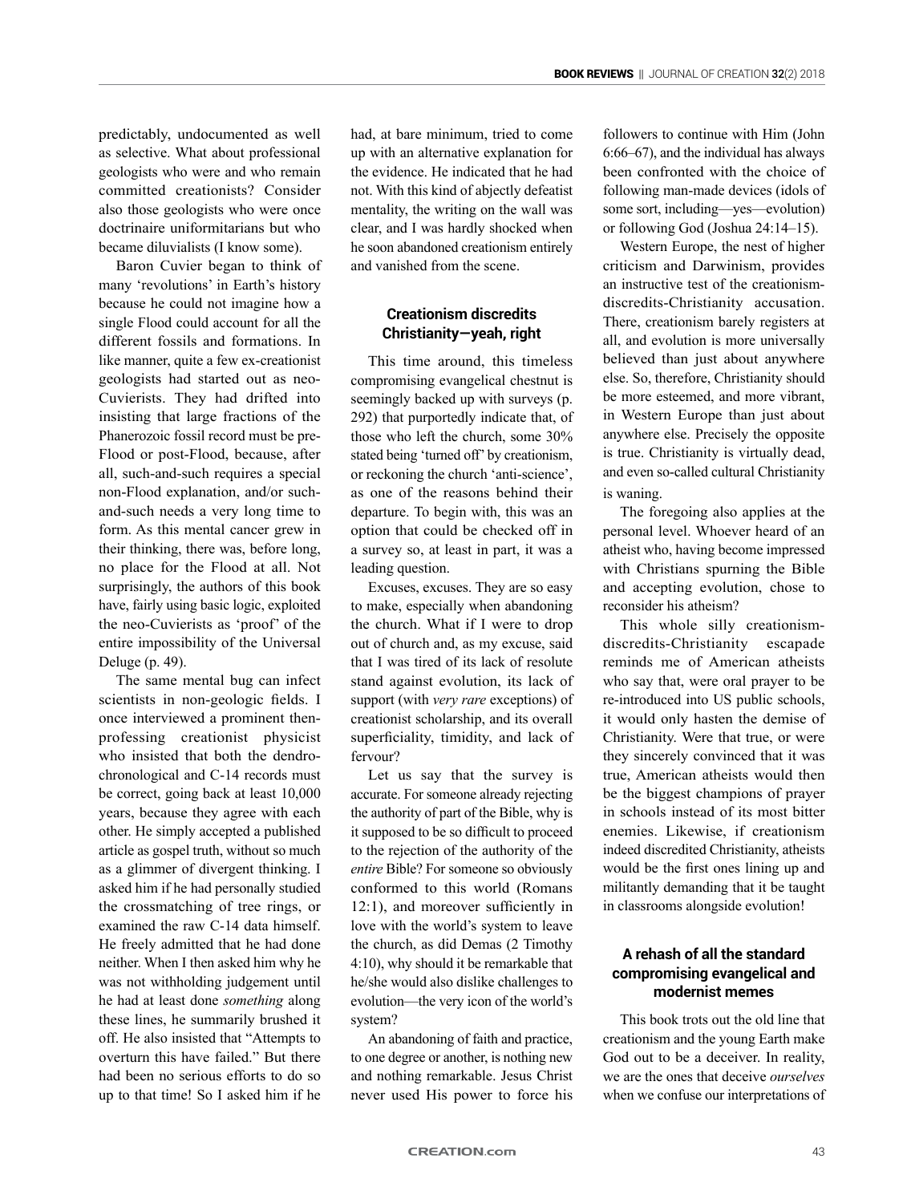predictably, undocumented as well as selective. What about professional geologists who were and who remain committed creationists? Consider also those geologists who were once doctrinaire uniformitarians but who became diluvialists (I know some).

Baron Cuvier began to think of many 'revolutions' in Earth's history because he could not imagine how a single Flood could account for all the different fossils and formations. In like manner, quite a few ex-creationist geologists had started out as neo-Cuvierists. They had drifted into insisting that large fractions of the Phanerozoic fossil record must be pre-Flood or post-Flood, because, after all, such-and-such requires a special non-Flood explanation, and/or such-and-such needs a very long time to form. As this mental cancer grew in their thinking, there was, before long, no place for the Flood at all. Not surprisingly, the authors of this book have, fairly using basic logic, exploited the neo-Cuvierists as 'proof' of the entire impossibility of the Universal Deluge (p. 49).

The same mental bug can infect scientists in non-geologic fields. I once interviewed a prominent then-professing creationist physicist who insisted that both the dendro-chronological and C-14 records must be correct, going back at least 10,000 years, because they agree with each other. He simply accepted a published article as gospel truth, without so much as a glimmer of divergent thinking. I asked him if he had personally studied the crossmatching of tree rings, or examined the raw C-14 data himself. He freely admitted that he had done neither. When I then asked him why he was not withholding judgement until he had at least done *something* along these lines, he summarily brushed it off. He also insisted that "Attempts to overturn this have failed." But there had been no serious efforts to do so up to that time! So I asked him if he had, at bare minimum, tried to come up with an alternative explanation for the evidence. He indicated that he had not. With this kind of abjectly defeatist mentality, the writing on the wall was clear, and I was hardly shocked when he soon abandoned creationism entirely and vanished from the scene.

## Creationism discredits Christianity—yeah, right

This time around, this timeless compromising evangelical chestnut is seemingly backed up with surveys (p. 292) that purportedly indicate that, of those who left the church, some 30% stated being 'turned off' by creationism, or reckoning the church 'anti-science', as one of the reasons behind their departure. To begin with, this was an option that could be checked off in a survey so, at least in part, it was a leading question.

Excuses, excuses. They are so easy to make, especially when abandoning the church. What if I were to drop out of church and, as my excuse, said that I was tired of its lack of resolute stand against evolution, its lack of support (with *very rare* exceptions) of creationist scholarship, and its overall superficiality, timidity, and lack of fervour?

Let us say that the survey is accurate. For someone already rejecting the authority of part of the Bible, why is it supposed to be so difficult to proceed to the rejection of the authority of the *entire* Bible? For someone so obviously conformed to this world (Romans 12:1), and moreover sufficiently in love with the world's system to leave the church, as did Demas (2 Timothy 4:10), why should it be remarkable that he/she would also dislike challenges to evolution—the very icon of the world's system?

An abandoning of faith and practice, to one degree or another, is nothing new and nothing remarkable. Jesus Christ never used His power to force his followers to continue with Him (John 6:66–67), and the individual has always been confronted with the choice of following man-made devices (idols of some sort, including—yes—evolution) or following God (Joshua 24:14–15).

Western Europe, the nest of higher criticism and Darwinism, provides an instructive test of the creationism-discredits-Christianity accusation. There, creationism barely registers at all, and evolution is more universally believed than just about anywhere else. So, therefore, Christianity should be more esteemed, and more vibrant, in Western Europe than just about anywhere else. Precisely the opposite is true. Christianity is virtually dead, and even so-called cultural Christianity is waning.

The foregoing also applies at the personal level. Whoever heard of an atheist who, having become impressed with Christians spurning the Bible and accepting evolution, chose to reconsider his atheism?

This whole silly creationism-discredits-Christianity escapade reminds me of American atheists who say that, were oral prayer to be re-introduced into US public schools, it would only hasten the demise of Christianity. Were that true, or were they sincerely convinced that it was true, American atheists would then be the biggest champions of prayer in schools instead of its most bitter enemies. Likewise, if creationism indeed discredited Christianity, atheists would be the first ones lining up and militantly demanding that it be taught in classrooms alongside evolution!

## A rehash of all the standard compromising evangelical and modernist memes

This book trots out the old line that creationism and the young Earth make God out to be a deceiver. In reality, we are the ones that deceive *ourselves* when we confuse our interpretations of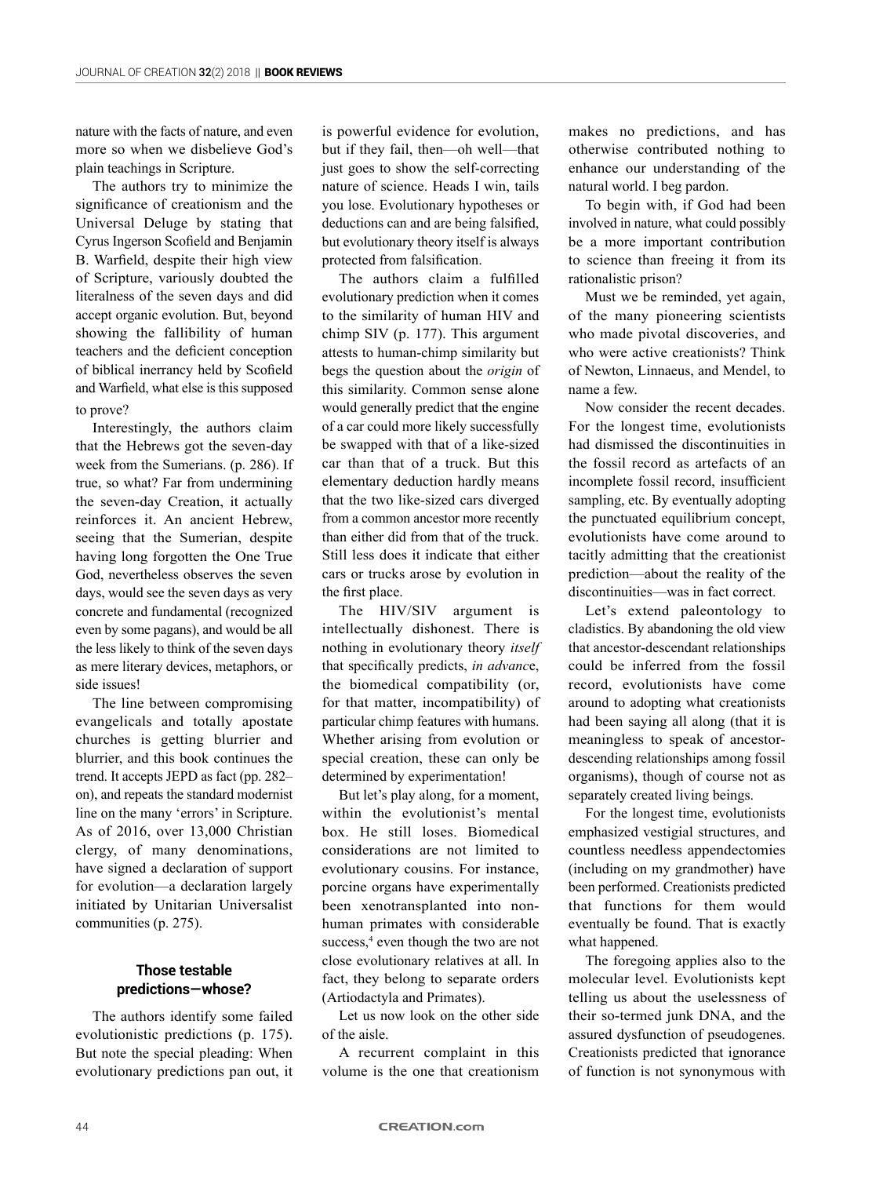nature with the facts of nature, and even more so when we disbelieve God's plain teachings in Scripture.

The authors try to minimize the significance of creationism and the Universal Deluge by stating that Cyrus Ingerson Scofield and Benjamin B. Warfield, despite their high view of Scripture, variously doubted the literalness of the seven days and did accept organic evolution. But, beyond showing the fallibility of human teachers and the deficient conception of biblical inerrancy held by Scofield and Warfield, what else is this supposed to prove?

Interestingly, the authors claim that the Hebrews got the seven-day week from the Sumerians. (p. 286). If true, so what? Far from undermining the seven-day Creation, it actually reinforces it. An ancient Hebrew, seeing that the Sumerian, despite having long forgotten the One True God, nevertheless observes the seven days, would see the seven days as very concrete and fundamental (recognized even by some pagans), and would be all the less likely to think of the seven days as mere literary devices, metaphors, or side issues!

The line between compromising evangelicals and totally apostate churches is getting blurrier and blurrier, and this book continues the trend. It accepts JEPD as fact (pp. 282–on), and repeats the standard modernist line on the many 'errors' in Scripture. As of 2016, over 13,000 Christian clergy, of many denominations, have signed a declaration of support for evolution—a declaration largely initiated by Unitarian Universalist communities (p. 275).

## Those testable predictions—whose?

The authors identify some failed evolutionistic predictions (p. 175). But note the special pleading: When evolutionary predictions pan out, it is powerful evidence for evolution, but if they fail, then—oh well—that just goes to show the self-correcting nature of science. Heads I win, tails you lose. Evolutionary hypotheses or deductions can and are being falsified, but evolutionary theory itself is always protected from falsification.

The authors claim a fulfilled evolutionary prediction when it comes to the similarity of human HIV and chimp SIV (p. 177). This argument attests to human-chimp similarity but begs the question about the *origin* of this similarity. Common sense alone would generally predict that the engine of a car could more likely successfully be swapped with that of a like-sized car than that of a truck. But this elementary deduction hardly means that the two like-sized cars diverged from a common ancestor more recently than either did from that of the truck. Still less does it indicate that either cars or trucks arose by evolution in the first place.

The HIV/SIV argument is intellectually dishonest. There is nothing in evolutionary theory *itself* that specifically predicts, *in advanc*e, the biomedical compatibility (or, for that matter, incompatibility) of particular chimp features with humans. Whether arising from evolution or special creation, these can only be determined by experimentation!

But let's play along, for a moment, within the evolutionist's mental box. He still loses. Biomedical considerations are not limited to evolutionary cousins. For instance, porcine organs have experimentally been xenotransplanted into non-human primates with considerable success,[4] even though the two are not close evolutionary relatives at all. In fact, they belong to separate orders (Artiodactyla and Primates).

Let us now look on the other side of the aisle.

A recurrent complaint in this volume is the one that creationism makes no predictions, and has otherwise contributed nothing to enhance our understanding of the natural world. I beg pardon.

To begin with, if God had been involved in nature, what could possibly be a more important contribution to science than freeing it from its rationalistic prison?

Must we be reminded, yet again, of the many pioneering scientists who made pivotal discoveries, and who were active creationists? Think of Newton, Linnaeus, and Mendel, to name a few.

Now consider the recent decades. For the longest time, evolutionists had dismissed the discontinuities in the fossil record as artefacts of an incomplete fossil record, insufficient sampling, etc. By eventually adopting the punctuated equilibrium concept, evolutionists have come around to tacitly admitting that the creationist prediction—about the reality of the discontinuities—was in fact correct.

Let's extend paleontology to cladistics. By abandoning the old view that ancestor-descendant relationships could be inferred from the fossil record, evolutionists have come around to adopting what creationists had been saying all along (that it is meaningless to speak of ancestor-descending relationships among fossil organisms), though of course not as separately created living beings.

For the longest time, evolutionists emphasized vestigial structures, and countless needless appendectomies (including on my grandmother) have been performed. Creationists predicted that functions for them would eventually be found. That is exactly what happened.

The foregoing applies also to the molecular level. Evolutionists kept telling us about the uselessness of their so-termed junk DNA, and the assured dysfunction of pseudogenes. Creationists predicted that ignorance of function is not synonymous with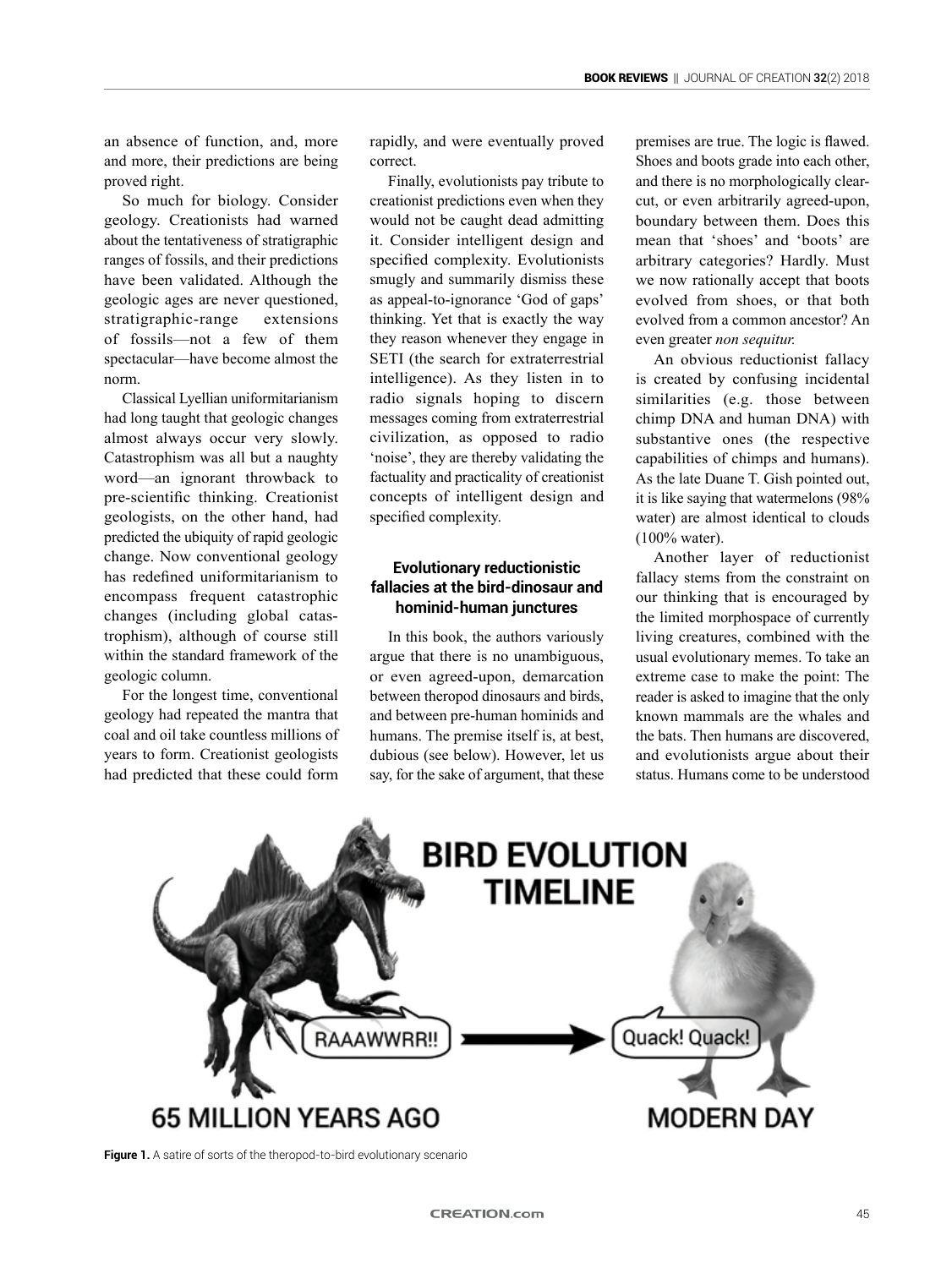an absence of function, and, more and more, their predictions are being proved right.

So much for biology. Consider geology. Creationists had warned about the tentativeness of stratigraphic ranges of fossils, and their predictions have been validated. Although the geologic ages are never questioned, stratigraphic-range extensions of fossils—not a few of them spectacular—have become almost the norm.

Classical Lyellian uniformitarianism had long taught that geologic changes almost always occur very slowly. Catastrophism was all but a naughty word—an ignorant throwback to pre-scientific thinking. Creationist geologists, on the other hand, had predicted the ubiquity of rapid geologic change. Now conventional geology has redefined uniformitarianism to encompass frequent catastrophic changes (including global catastrophism), although of course still within the standard framework of the geologic column.

For the longest time, conventional geology had repeated the mantra that coal and oil take countless millions of years to form. Creationist geologists had predicted that these could form rapidly, and were eventually proved correct.

Finally, evolutionists pay tribute to creationist predictions even when they would not be caught dead admitting it. Consider intelligent design and specified complexity. Evolutionists smugly and summarily dismiss these as appeal-to-ignorance 'God of gaps' thinking. Yet that is exactly the way they reason whenever they engage in SETI (the search for extraterrestrial intelligence). As they listen in to radio signals hoping to discern messages coming from extraterrestrial civilization, as opposed to radio 'noise', they are thereby validating the factuality and practicality of creationist concepts of intelligent design and specified complexity.

### Evolutionary reductionistic fallacies at the bird-dinosaur and hominid-human junctures

In this book, the authors variously argue that there is no unambiguous, or even agreed-upon, demarcation between theropod dinosaurs and birds, and between pre-human hominids and humans. The premise itself is, at best, dubious (see below). However, let us say, for the sake of argument, that these premises are true. The logic is flawed. Shoes and boots grade into each other, and there is no morphologically clear-cut, or even arbitrarily agreed-upon, boundary between them. Does this mean that 'shoes' and 'boots' are arbitrary categories? Hardly. Must we now rationally accept that boots evolved from shoes, or that both evolved from a common ancestor? An even greater *non sequitur.*

An obvious reductionist fallacy is created by confusing incidental similarities (e.g. those between chimp DNA and human DNA) with substantive ones (the respective capabilities of chimps and humans). As the late Duane T. Gish pointed out, it is like saying that watermelons (98% water) are almost identical to clouds (100% water).

Another layer of reductionist fallacy stems from the constraint on our thinking that is encouraged by the limited morphospace of currently living creatures, combined with the usual evolutionary memes. To take an extreme case to make the point: The reader is asked to imagine that the only known mammals are the whales and the bats. Then humans are discovered, and evolutionists argue about their status. Humans come to be understood

**Figure 1.** A satire of sorts of the theropod-to-bird evolutionary scenario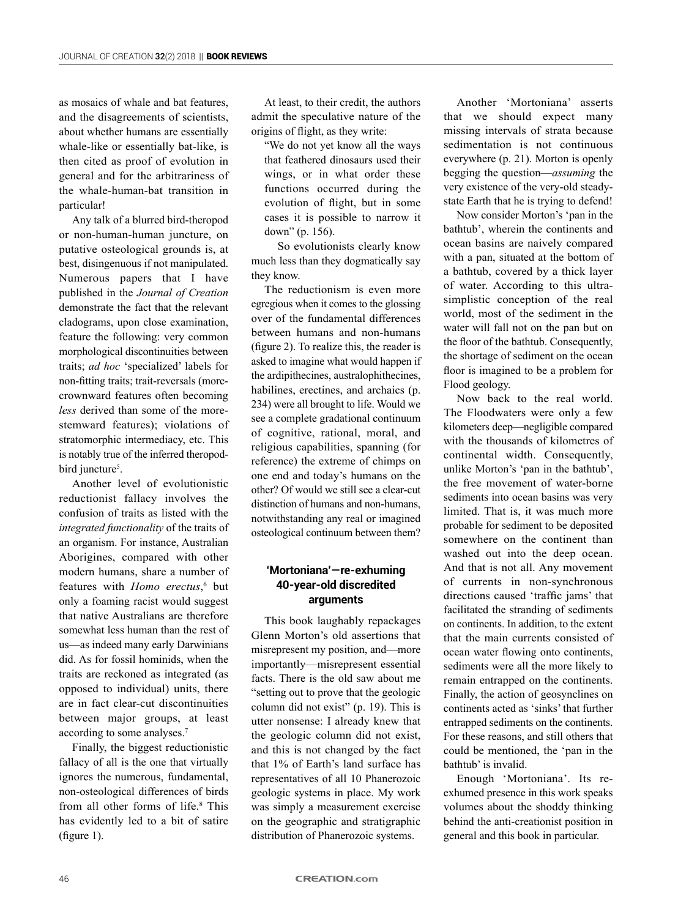as mosaics of whale and bat features, and the disagreements of scientists, about whether humans are essentially whale-like or essentially bat-like, is then cited as proof of evolution in general and for the arbitrariness of the whale-human-bat transition in particular!

Any talk of a blurred bird-theropod or non-human-human juncture, on putative osteological grounds is, at best, disingenuous if not manipulated. Numerous papers that I have published in the *Journal of Creation* demonstrate the fact that the relevant cladograms, upon close examination, feature the following: very common morphological discontinuities between traits; *ad hoc* 'specialized' labels for non-fitting traits; trait-reversals (more-crownward features often becoming *less* derived than some of the more-stemward features); violations of stratomorphic intermediacy, etc. This is notably true of the inferred theropod-bird juncture[5].

Another level of evolutionistic reductionist fallacy involves the confusion of traits as listed with the *integrated functionality* of the traits of an organism. For instance, Australian Aborigines, compared with other modern humans, share a number of features with *Homo erectus*,[6] but only a foaming racist would suggest that native Australians are therefore somewhat less human than the rest of us—as indeed many early Darwinians did. As for fossil hominids, when the traits are reckoned as integrated (as opposed to individual) units, there are in fact clear-cut discontinuities between major groups, at least according to some analyses.[7]

Finally, the biggest reductionistic fallacy of all is the one that virtually ignores the numerous, fundamental, non-osteological differences of birds from all other forms of life.[8] This has evidently led to a bit of satire (figure 1).

At least, to their credit, the authors admit the speculative nature of the origins of flight, as they write:

> "We do not yet know all the ways that feathered dinosaurs used their wings, or in what order these functions occurred during the evolution of flight, but in some cases it is possible to narrow it down" (p. 156).

So evolutionists clearly know much less than they dogmatically say they know.

The reductionism is even more egregious when it comes to the glossing over of the fundamental differences between humans and non-humans (figure 2). To realize this, the reader is asked to imagine what would happen if the ardipithecines, australophithecines, habilines, erectines, and archaics (p. 234) were all brought to life. Would we see a complete gradational continuum of cognitive, rational, moral, and religious capabilities, spanning (for reference) the extreme of chimps on one end and today's humans on the other? Of would we still see a clear-cut distinction of humans and non-humans, notwithstanding any real or imagined osteological continuum between them?

### 'Mortoniana'—re-exhuming 40-year-old discredited arguments

This book laughably repackages Glenn Morton's old assertions that misrepresent my position, and—more importantly—misrepresent essential facts. There is the old saw about me "setting out to prove that the geologic column did not exist" (p. 19). This is utter nonsense: I already knew that the geologic column did not exist, and this is not changed by the fact that 1% of Earth's land surface has representatives of all 10 Phanerozoic geologic systems in place. My work was simply a measurement exercise on the geographic and stratigraphic distribution of Phanerozoic systems.

Another 'Mortoniana' asserts that we should expect many missing intervals of strata because sedimentation is not continuous everywhere (p. 21). Morton is openly begging the question—*assuming* the very existence of the very-old steady-state Earth that he is trying to defend!

Now consider Morton's 'pan in the bathtub', wherein the continents and ocean basins are naively compared with a pan, situated at the bottom of a bathtub, covered by a thick layer of water. According to this ultra-simplistic conception of the real world, most of the sediment in the water will fall not on the pan but on the floor of the bathtub. Consequently, the shortage of sediment on the ocean floor is imagined to be a problem for Flood geology.

Now back to the real world. The Floodwaters were only a few kilometers deep—negligible compared with the thousands of kilometres of continental width. Consequently, unlike Morton's 'pan in the bathtub', the free movement of water-borne sediments into ocean basins was very limited. That is, it was much more probable for sediment to be deposited somewhere on the continent than washed out into the deep ocean. And that is not all. Any movement of currents in non-synchronous directions caused 'traffic jams' that facilitated the stranding of sediments on continents. In addition, to the extent that the main currents consisted of ocean water flowing onto continents, sediments were all the more likely to remain entrapped on the continents. Finally, the action of geosynclines on continents acted as 'sinks' that further entrapped sediments on the continents. For these reasons, and still others that could be mentioned, the 'pan in the bathtub' is invalid.

Enough 'Mortoniana'. Its re-exhumed presence in this work speaks volumes about the shoddy thinking behind the anti-creationist position in general and this book in particular.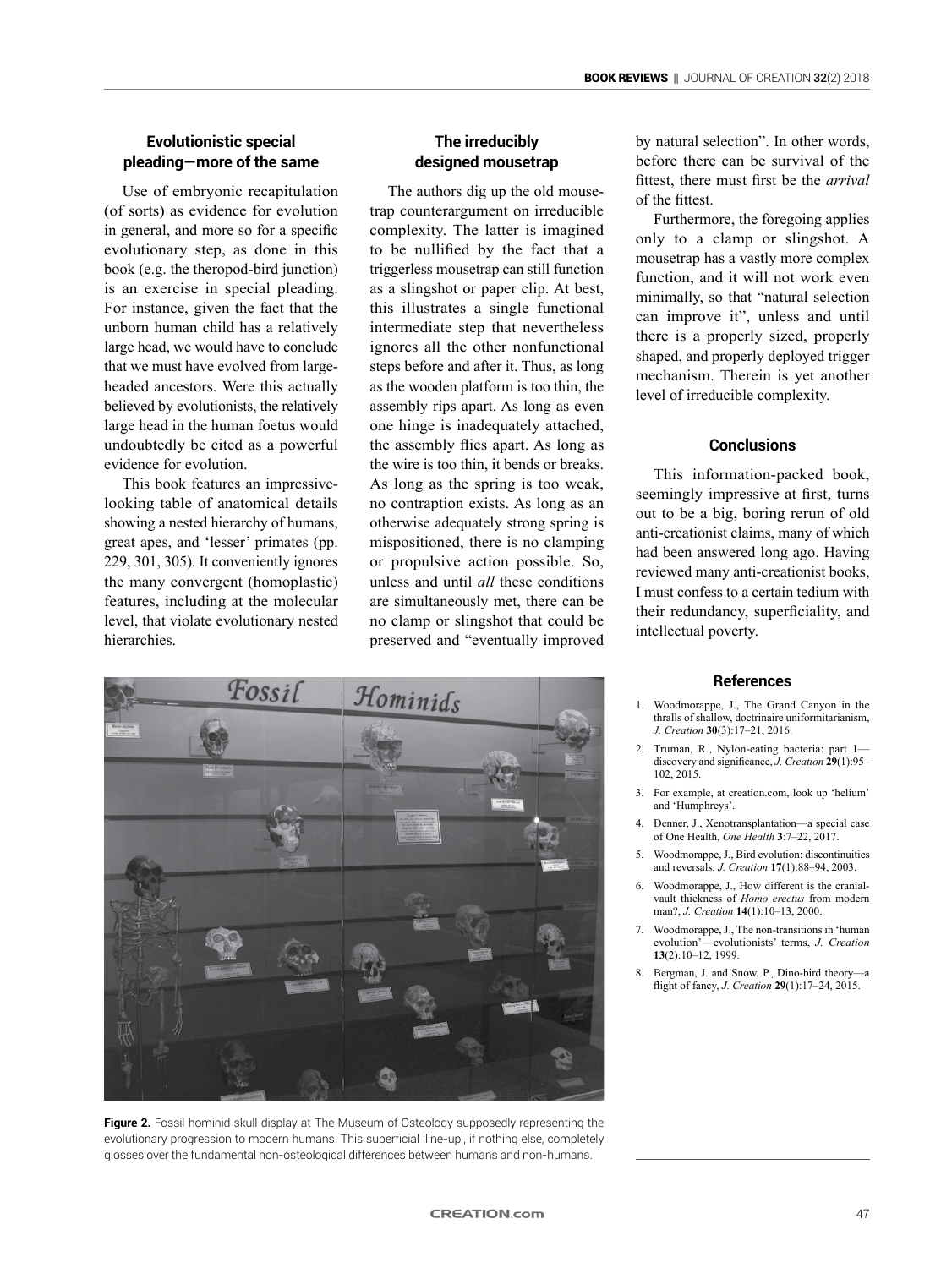### Evolutionistic special pleading—more of the same

Use of embryonic recapitulation (of sorts) as evidence for evolution in general, and more so for a specific evolutionary step, as done in this book (e.g. the theropod-bird junction) is an exercise in special pleading. For instance, given the fact that the unborn human child has a relatively large head, we would have to conclude that we must have evolved from large-headed ancestors. Were this actually believed by evolutionists, the relatively large head in the human foetus would undoubtedly be cited as a powerful evidence for evolution.

This book features an impressive-looking table of anatomical details showing a nested hierarchy of humans, great apes, and 'lesser' primates (pp. 229, 301, 305). It conveniently ignores the many convergent (homoplastic) features, including at the molecular level, that violate evolutionary nested hierarchies.

### The irreducibly designed mousetrap

The authors dig up the old mousetrap counterargument on irreducible complexity. The latter is imagined to be nullified by the fact that a triggerless mousetrap can still function as a slingshot or paper clip. At best, this illustrates a single functional intermediate step that nevertheless ignores all the other nonfunctional steps before and after it. Thus, as long as the wooden platform is too thin, the assembly rips apart. As long as even one hinge is inadequately attached, the assembly flies apart. As long as the wire is too thin, it bends or breaks. As long as the spring is too weak, no contraption exists. As long as an otherwise adequately strong spring is mispositioned, there is no clamping or propulsive action possible. So, unless and until *all* these conditions are simultaneously met, there can be no clamp or slingshot that could be preserved and "eventually improved by natural selection". In other words, before there can be survival of the fittest, there must first be the *arrival* of the fittest.

Furthermore, the foregoing applies only to a clamp or slingshot. A mousetrap has a vastly more complex function, and it will not work even minimally, so that "natural selection can improve it", unless and until there is a properly sized, properly shaped, and properly deployed trigger mechanism. Therein is yet another level of irreducible complexity.

### Conclusions

This information-packed book, seemingly impressive at first, turns out to be a big, boring rerun of old anti-creationist claims, many of which had been answered long ago. Having reviewed many anti-creationist books, I must confess to a certain tedium with their redundancy, superficiality, and intellectual poverty.

**Figure 2.** Fossil hominid skull display at The Museum of Osteology supposedly representing the evolutionary progression to modern humans. This superficial 'line-up', if nothing else, completely glosses over the fundamental non-osteological differences between humans and non-humans.

### References

1. Woodmorappe, J., The Grand Canyon in the thralls of shallow, doctrinaire uniformitarianism, *J. Creation* **30**(3):17–21, 2016.
2. Truman, R., Nylon-eating bacteria: part 1—discovery and significance, *J. Creation* **29**(1):95–102, 2015.
3. For example, at creation.com, look up 'helium' and 'Humphreys'.
4. Denner, J., Xenotransplantation—a special case of One Health, *One Health* **3**:7–22, 2017.
5. Woodmorappe, J., Bird evolution: discontinuities and reversals, *J. Creation* **17**(1):88–94, 2003.
6. Woodmorappe, J., How different is the cranial-vault thickness of *Homo erectus* from modern man?, *J. Creation* **14**(1):10–13, 2000.
7. Woodmorappe, J., The non-transitions in 'human evolution'—evolutionists' terms, *J. Creation* **13**(2):10–12, 1999.
8. Bergman, J. and Snow, P., Dino-bird theory—a flight of fancy, *J. Creation* **29**(1):17–24, 2015.